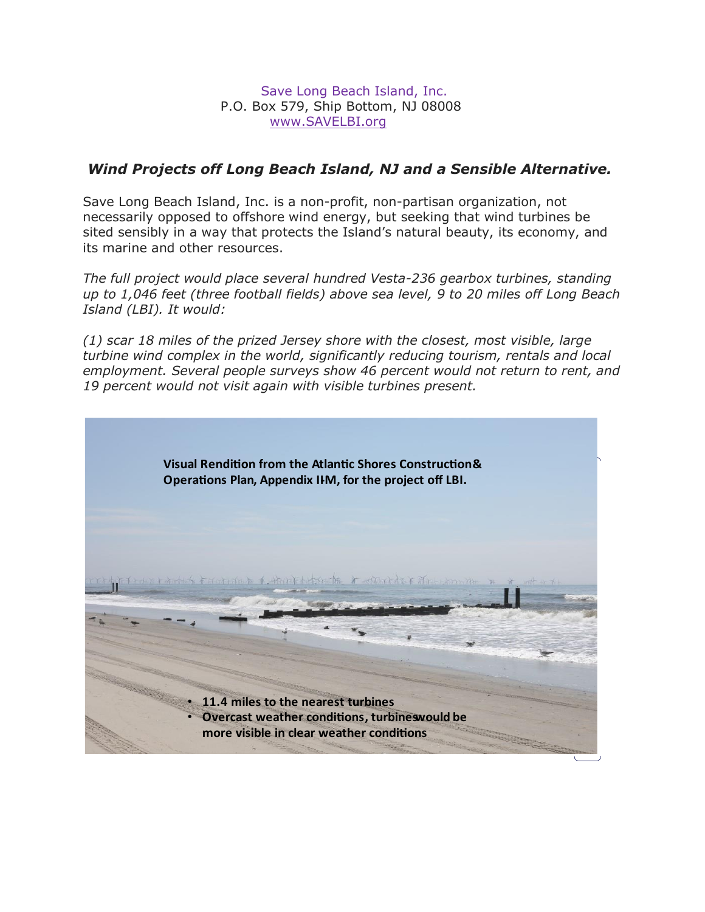Save Long Beach Island, Inc.
P.O. Box 579, Ship Bottom, NJ 08008
www.SAVELBI.org

## *Wind Projects off Long Beach Island, NJ and a Sensible Alternative.*

Save Long Beach Island, Inc. is a non-profit, non-partisan organization, not necessarily opposed to offshore wind energy, but seeking that wind turbines be sited sensibly in a way that protects the Island's natural beauty, its economy, and its marine and other resources.

*The full project would place several hundred Vesta-236 gearbox turbines, standing up to 1,046 feet (three football fields) above sea level, 9 to 20 miles off Long Beach Island (LBI). It would:*

*(1) scar 18 miles of the prized Jersey shore with the closest, most visible, large turbine wind complex in the world, significantly reducing tourism, rentals and local employment. Several people surveys show 46 percent would not return to rent, and 19 percent would not visit again with visible turbines present.*

**Visual Rendition from the Atlantic Shores Construction& Operations Plan, Appendix II-M, for the project off LBI.**

- **11.4 miles to the nearest turbines**
- **Overcast weather conditions, turbineswould be more visible in clear weather conditions**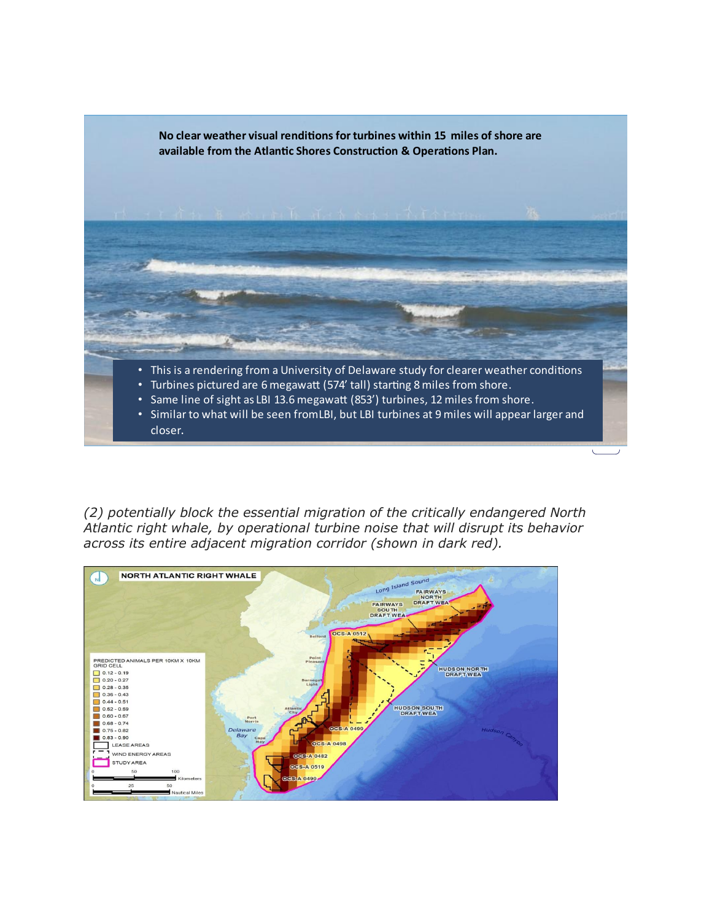**No clear weather visual renditions for turbines within 15 miles of shore are available from the Atlantic Shores Construction & Operations Plan.**

- This is a rendering from a University of Delaware study for clearer weather conditions
- Turbines pictured are 6 megawatt (574' tall) starting 8 miles from shore.
- Same line of sight as LBI 13.6 megawatt (853') turbines, 12 miles from shore.
- Similar to what will be seen fromLBI, but LBI turbines at 9 miles will appear larger and closer.

*(2) potentially block the essential migration of the critically endangered North Atlantic right whale, by operational turbine noise that will disrupt its behavior across its entire adjacent migration corridor (shown in dark red).*

NORTH ATLANTIC RIGHT WHALE

PREDICTED ANIMALS PER 10KM X 10KM GRID CELL

- 0.12 - 0.19
- 0.20 - 0.27
- 0.28 - 0.35
- 0.36 - 0.43
- 0.44 - 0.51
- 0.52 - 0.59
- 0.60 - 0.67
- 0.68 - 0.74
- 0.75 - 0.82
- 0.83 - 0.90
- LEASE AREAS
- WIND ENERGY AREAS
- STUDY AREA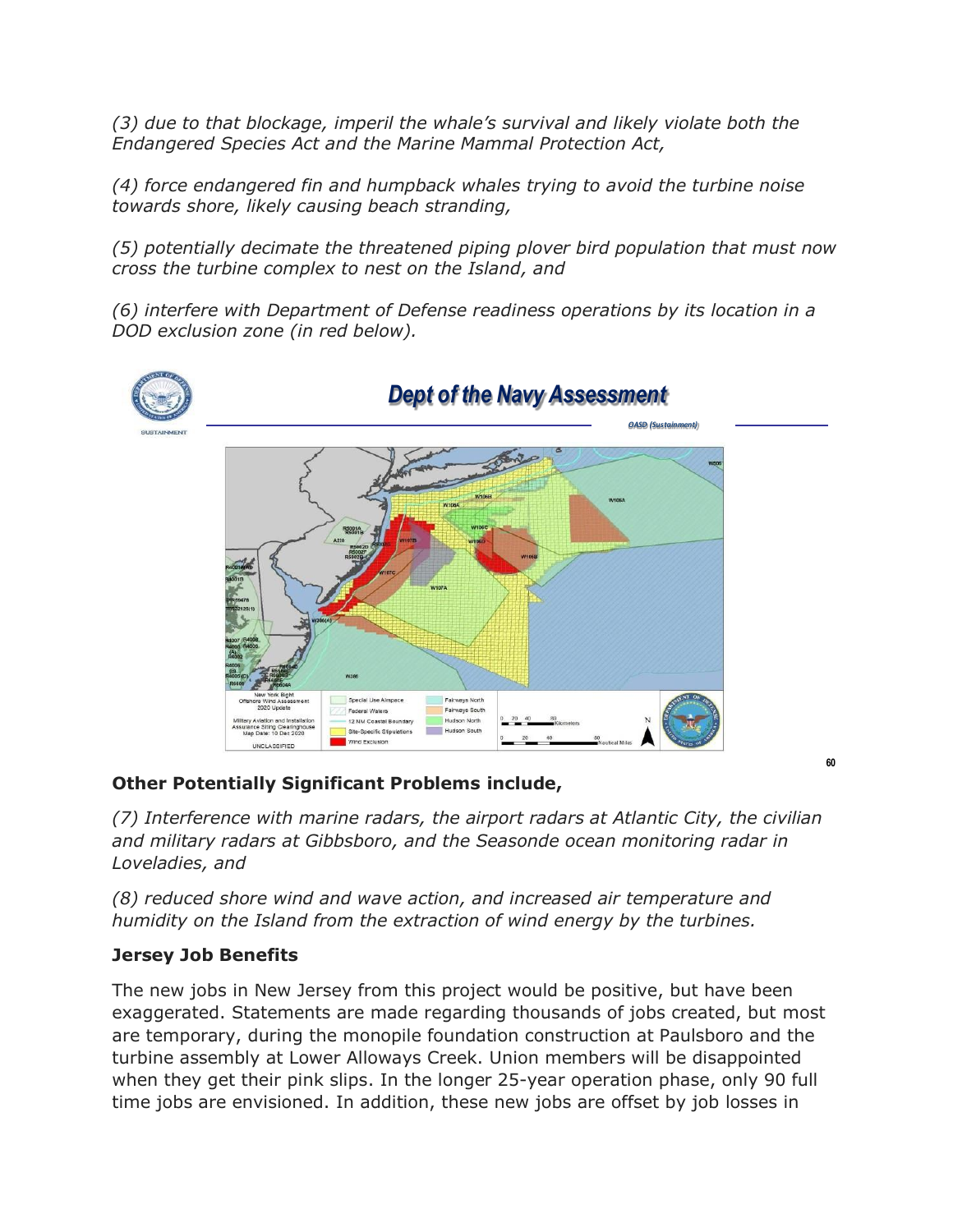*(3) due to that blockage, imperil the whale's survival and likely violate both the Endangered Species Act and the Marine Mammal Protection Act,*

*(4) force endangered fin and humpback whales trying to avoid the turbine noise towards shore, likely causing beach stranding,*

*(5) potentially decimate the threatened piping plover bird population that must now cross the turbine complex to nest on the Island, and*

*(6) interfere with Department of Defense readiness operations by its location in a DOD exclusion zone (in red below).*

**Other Potentially Significant Problems include,**

*(7) Interference with marine radars, the airport radars at Atlantic City, the civilian and military radars at Gibbsboro, and the Seasonde ocean monitoring radar in Loveladies, and*

*(8) reduced shore wind and wave action, and increased air temperature and humidity on the Island from the extraction of wind energy by the turbines.*

**Jersey Job Benefits**

The new jobs in New Jersey from this project would be positive, but have been exaggerated. Statements are made regarding thousands of jobs created, but most are temporary, during the monopile foundation construction at Paulsboro and the turbine assembly at Lower Alloways Creek. Union members will be disappointed when they get their pink slips. In the longer 25-year operation phase, only 90 full time jobs are envisioned. In addition, these new jobs are offset by job losses in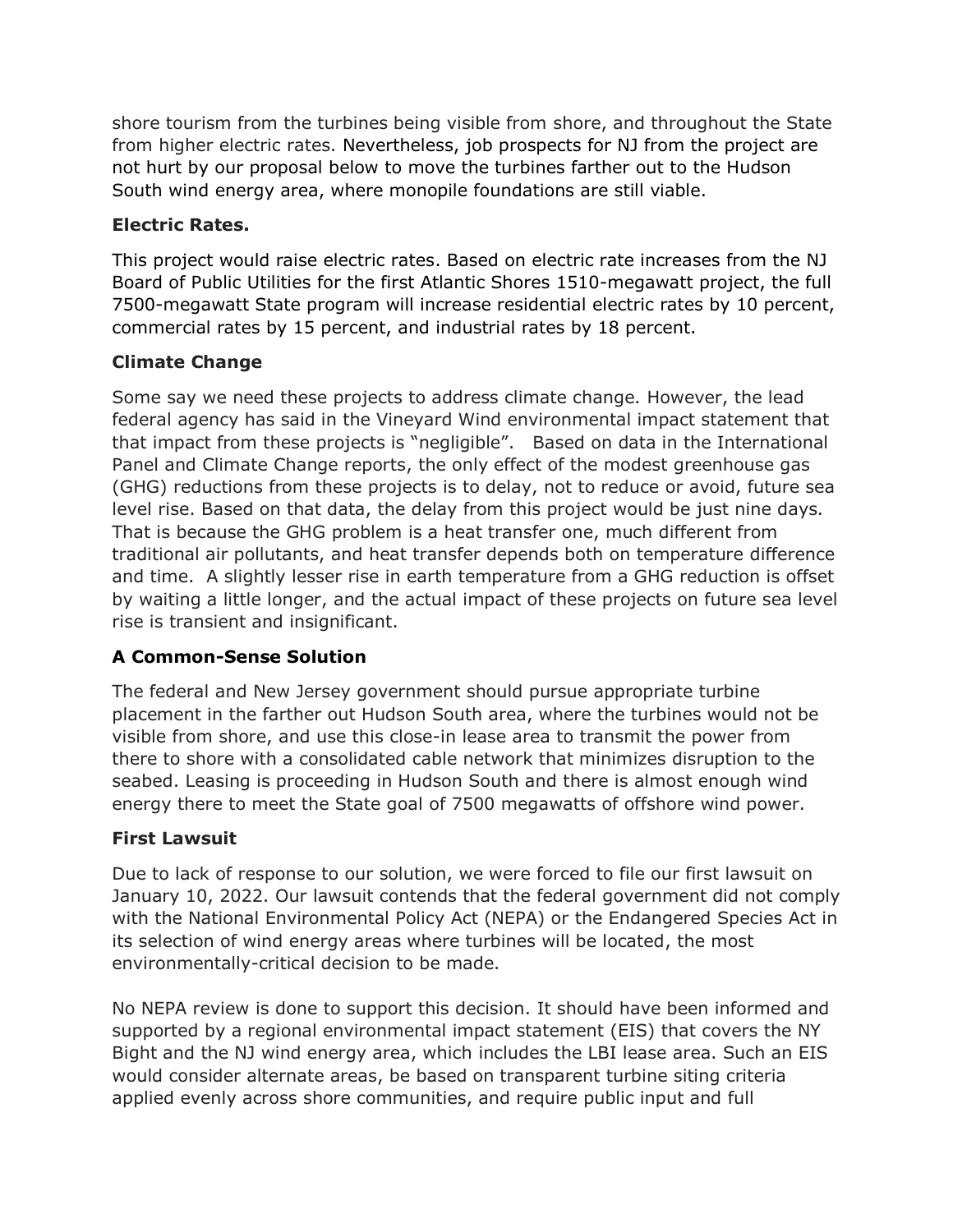shore tourism from the turbines being visible from shore, and throughout the State from higher electric rates. Nevertheless, job prospects for NJ from the project are not hurt by our proposal below to move the turbines farther out to the Hudson South wind energy area, where monopile foundations are still viable.

### Electric Rates.

This project would raise electric rates. Based on electric rate increases from the NJ Board of Public Utilities for the first Atlantic Shores 1510-megawatt project, the full 7500-megawatt State program will increase residential electric rates by 10 percent, commercial rates by 15 percent, and industrial rates by 18 percent.

### Climate Change

Some say we need these projects to address climate change. However, the lead federal agency has said in the Vineyard Wind environmental impact statement that that impact from these projects is "negligible". Based on data in the International Panel and Climate Change reports, the only effect of the modest greenhouse gas (GHG) reductions from these projects is to delay, not to reduce or avoid, future sea level rise. Based on that data, the delay from this project would be just nine days. That is because the GHG problem is a heat transfer one, much different from traditional air pollutants, and heat transfer depends both on temperature difference and time. A slightly lesser rise in earth temperature from a GHG reduction is offset by waiting a little longer, and the actual impact of these projects on future sea level rise is transient and insignificant.

### A Common-Sense Solution

The federal and New Jersey government should pursue appropriate turbine placement in the farther out Hudson South area, where the turbines would not be visible from shore, and use this close-in lease area to transmit the power from there to shore with a consolidated cable network that minimizes disruption to the seabed. Leasing is proceeding in Hudson South and there is almost enough wind energy there to meet the State goal of 7500 megawatts of offshore wind power.

### First Lawsuit

Due to lack of response to our solution, we were forced to file our first lawsuit on January 10, 2022. Our lawsuit contends that the federal government did not comply with the National Environmental Policy Act (NEPA) or the Endangered Species Act in its selection of wind energy areas where turbines will be located, the most environmentally-critical decision to be made.

No NEPA review is done to support this decision. It should have been informed and supported by a regional environmental impact statement (EIS) that covers the NY Bight and the NJ wind energy area, which includes the LBI lease area. Such an EIS would consider alternate areas, be based on transparent turbine siting criteria applied evenly across shore communities, and require public input and full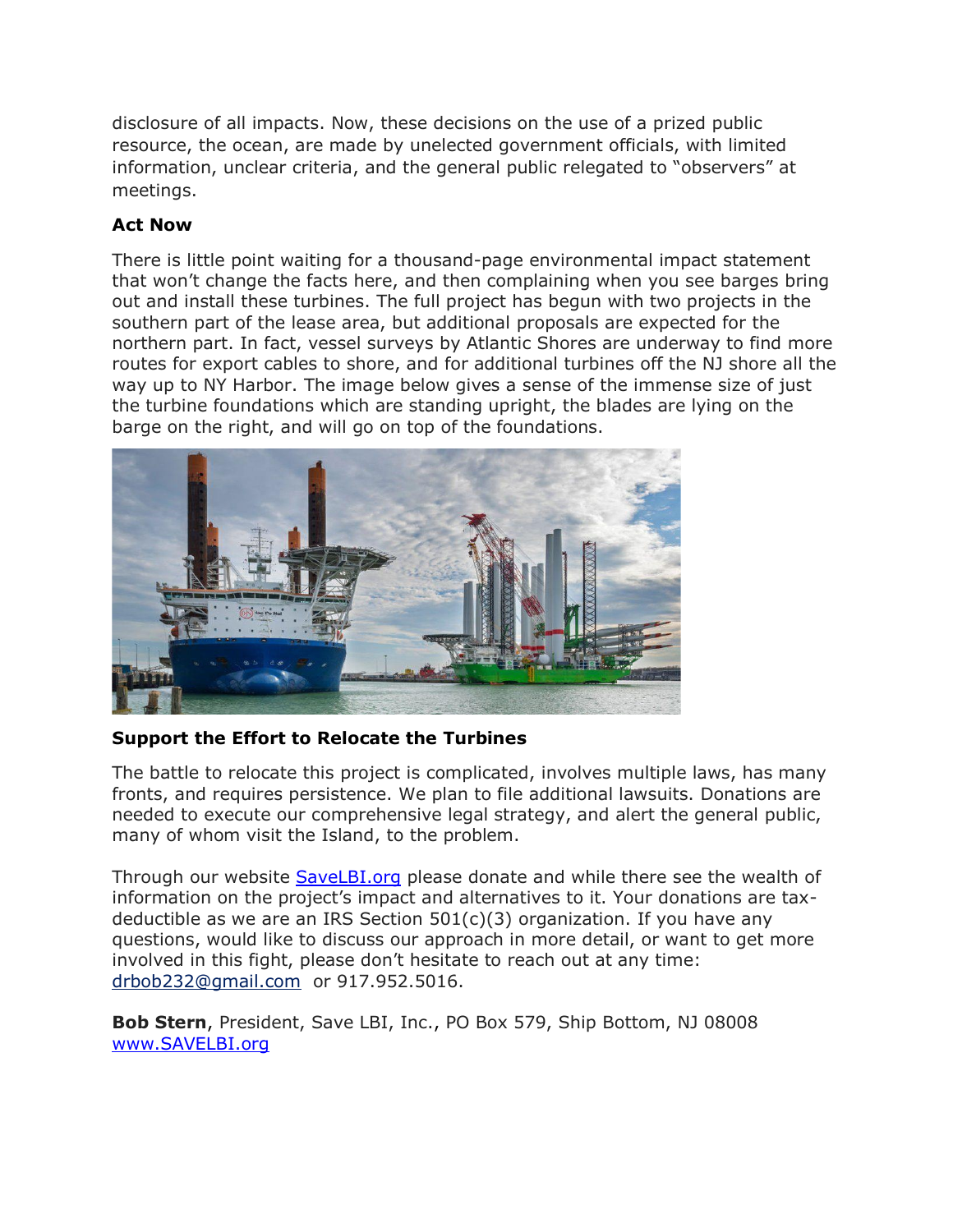disclosure of all impacts. Now, these decisions on the use of a prized public resource, the ocean, are made by unelected government officials, with limited information, unclear criteria, and the general public relegated to "observers" at meetings.

**Act Now**

There is little point waiting for a thousand-page environmental impact statement that won't change the facts here, and then complaining when you see barges bring out and install these turbines. The full project has begun with two projects in the southern part of the lease area, but additional proposals are expected for the northern part. In fact, vessel surveys by Atlantic Shores are underway to find more routes for export cables to shore, and for additional turbines off the NJ shore all the way up to NY Harbor. The image below gives a sense of the immense size of just the turbine foundations which are standing upright, the blades are lying on the barge on the right, and will go on top of the foundations.

**Support the Effort to Relocate the Turbines**

The battle to relocate this project is complicated, involves multiple laws, has many fronts, and requires persistence. We plan to file additional lawsuits. Donations are needed to execute our comprehensive legal strategy, and alert the general public, many of whom visit the Island, to the problem.

Through our website [SaveLBI.org](http://SaveLBI.org) please donate and while there see the wealth of information on the project's impact and alternatives to it. Your donations are tax-deductible as we are an IRS Section 501(c)(3) organization. If you have any questions, would like to discuss our approach in more detail, or want to get more involved in this fight, please don't hesitate to reach out at any time: [drbob232@gmail.com](mailto:drbob232@gmail.com) or 917.952.5016.

**Bob Stern**, President, Save LBI, Inc., PO Box 579, Ship Bottom, NJ 08008
[www.SAVELBI.org](http://www.SAVELBI.org)